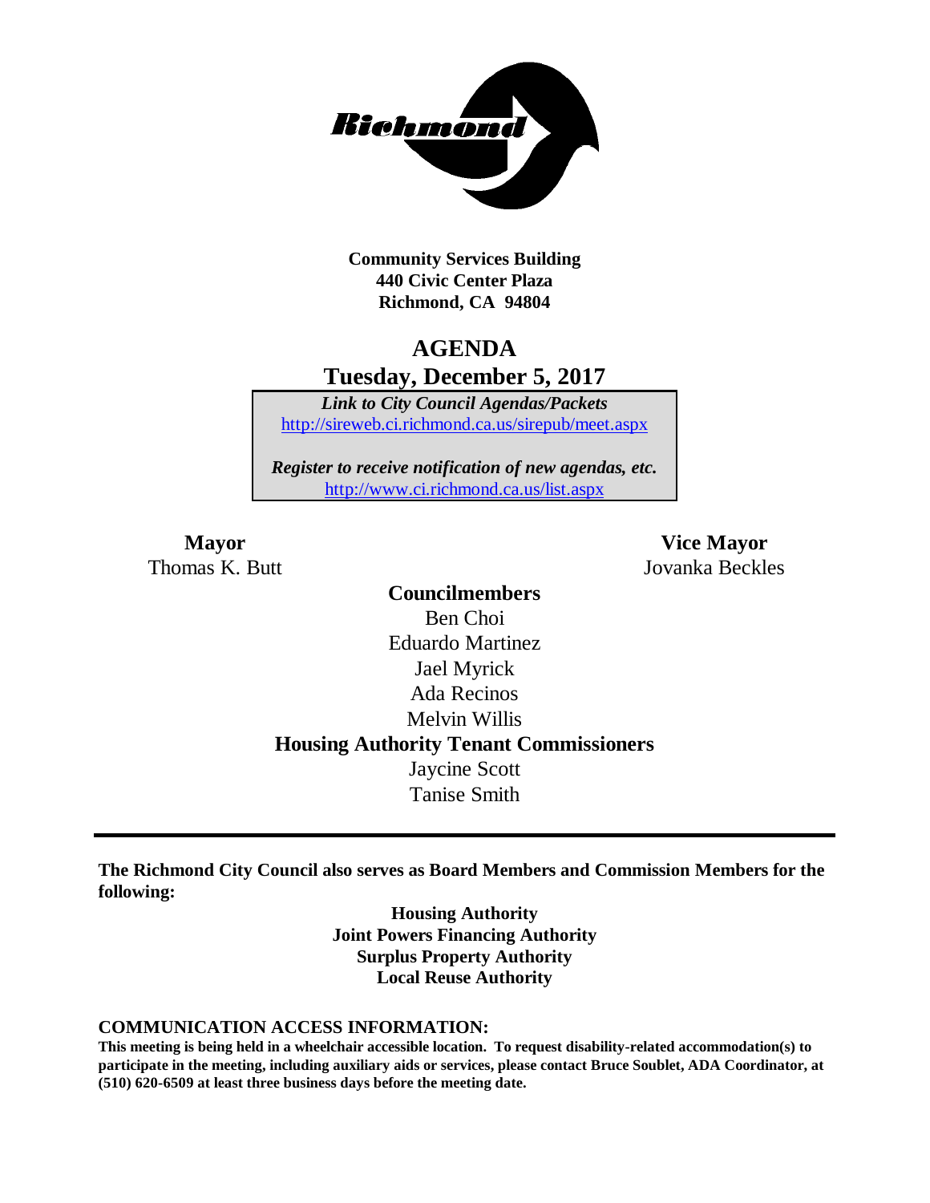**Community Services Building**
**440 Civic Center Plaza**
**Richmond, CA 94804**

# AGENDA
## Tuesday, December 5, 2017

***Link to City Council Agendas/Packets***
http://sireweb.ci.richmond.ca.us/sirepub/meet.aspx

***Register to receive notification of new agendas, etc.***
http://www.ci.richmond.ca.us/list.aspx

**Mayor**
Thomas K. Butt

**Vice Mayor**
Jovanka Beckles

**Councilmembers**
Ben Choi
Eduardo Martinez
Jael Myrick
Ada Recinos
Melvin Willis

**Housing Authority Tenant Commissioners**
Jaycine Scott
Tanise Smith

---

**The Richmond City Council also serves as Board Members and Commission Members for the following:**

**Housing Authority**
**Joint Powers Financing Authority**
**Surplus Property Authority**
**Local Reuse Authority**

**COMMUNICATION ACCESS INFORMATION:**

**This meeting is being held in a wheelchair accessible location. To request disability-related accommodation(s) to participate in the meeting, including auxiliary aids or services, please contact Bruce Soublet, ADA Coordinator, at (510) 620-6509 at least three business days before the meeting date.**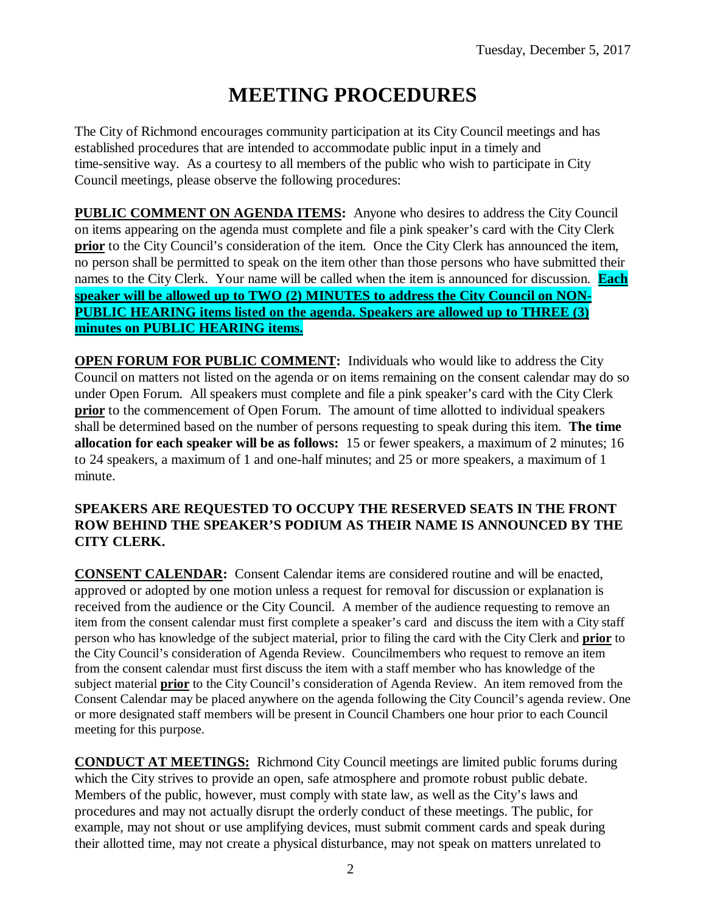Tuesday, December 5, 2017

# MEETING PROCEDURES

The City of Richmond encourages community participation at its City Council meetings and has established procedures that are intended to accommodate public input in a timely and time-sensitive way. As a courtesy to all members of the public who wish to participate in City Council meetings, please observe the following procedures:

**PUBLIC COMMENT ON AGENDA ITEMS:** Anyone who desires to address the City Council on items appearing on the agenda must complete and file a pink speaker's card with the City Clerk **prior** to the City Council's consideration of the item. Once the City Clerk has announced the item, no person shall be permitted to speak on the item other than those persons who have submitted their names to the City Clerk. Your name will be called when the item is announced for discussion. **Each speaker will be allowed up to TWO (2) MINUTES to address the City Council on NON-PUBLIC HEARING items listed on the agenda. Speakers are allowed up to THREE (3) minutes on PUBLIC HEARING items.**

**OPEN FORUM FOR PUBLIC COMMENT:** Individuals who would like to address the City Council on matters not listed on the agenda or on items remaining on the consent calendar may do so under Open Forum. All speakers must complete and file a pink speaker's card with the City Clerk **prior** to the commencement of Open Forum. The amount of time allotted to individual speakers shall be determined based on the number of persons requesting to speak during this item. **The time allocation for each speaker will be as follows:** 15 or fewer speakers, a maximum of 2 minutes; 16 to 24 speakers, a maximum of 1 and one-half minutes; and 25 or more speakers, a maximum of 1 minute.

**SPEAKERS ARE REQUESTED TO OCCUPY THE RESERVED SEATS IN THE FRONT ROW BEHIND THE SPEAKER'S PODIUM AS THEIR NAME IS ANNOUNCED BY THE CITY CLERK.**

**CONSENT CALENDAR:** Consent Calendar items are considered routine and will be enacted, approved or adopted by one motion unless a request for removal for discussion or explanation is received from the audience or the City Council. A member of the audience requesting to remove an item from the consent calendar must first complete a speaker's card and discuss the item with a City staff person who has knowledge of the subject material, prior to filing the card with the City Clerk and **prior** to the City Council's consideration of Agenda Review. Councilmembers who request to remove an item from the consent calendar must first discuss the item with a staff member who has knowledge of the subject material **prior** to the City Council's consideration of Agenda Review. An item removed from the Consent Calendar may be placed anywhere on the agenda following the City Council's agenda review. One or more designated staff members will be present in Council Chambers one hour prior to each Council meeting for this purpose.

**CONDUCT AT MEETINGS:** Richmond City Council meetings are limited public forums during which the City strives to provide an open, safe atmosphere and promote robust public debate. Members of the public, however, must comply with state law, as well as the City's laws and procedures and may not actually disrupt the orderly conduct of these meetings. The public, for example, may not shout or use amplifying devices, must submit comment cards and speak during their allotted time, may not create a physical disturbance, may not speak on matters unrelated to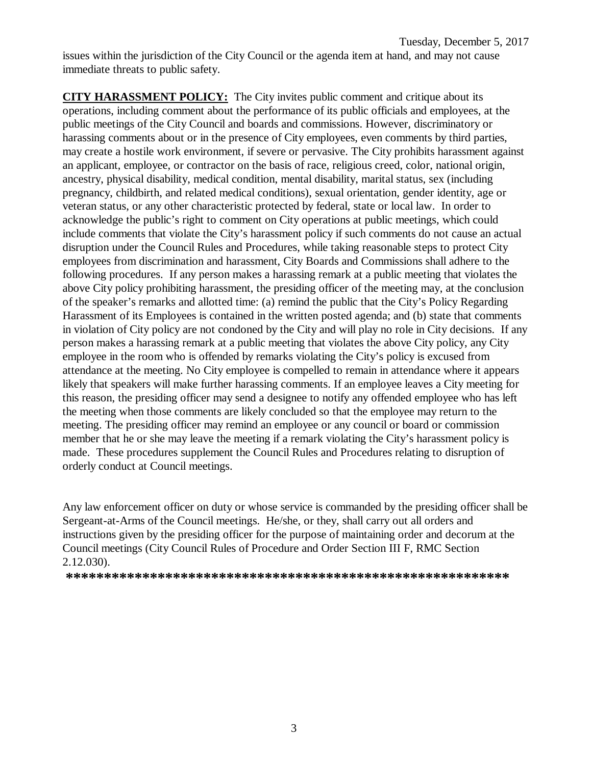issues within the jurisdiction of the City Council or the agenda item at hand, and may not cause immediate threats to public safety.

**CITY HARASSMENT POLICY:** The City invites public comment and critique about its operations, including comment about the performance of its public officials and employees, at the public meetings of the City Council and boards and commissions. However, discriminatory or harassing comments about or in the presence of City employees, even comments by third parties, may create a hostile work environment, if severe or pervasive. The City prohibits harassment against an applicant, employee, or contractor on the basis of race, religious creed, color, national origin, ancestry, physical disability, medical condition, mental disability, marital status, sex (including pregnancy, childbirth, and related medical conditions), sexual orientation, gender identity, age or veteran status, or any other characteristic protected by federal, state or local law. In order to acknowledge the public's right to comment on City operations at public meetings, which could include comments that violate the City's harassment policy if such comments do not cause an actual disruption under the Council Rules and Procedures, while taking reasonable steps to protect City employees from discrimination and harassment, City Boards and Commissions shall adhere to the following procedures. If any person makes a harassing remark at a public meeting that violates the above City policy prohibiting harassment, the presiding officer of the meeting may, at the conclusion of the speaker's remarks and allotted time: (a) remind the public that the City's Policy Regarding Harassment of its Employees is contained in the written posted agenda; and (b) state that comments in violation of City policy are not condoned by the City and will play no role in City decisions. If any person makes a harassing remark at a public meeting that violates the above City policy, any City employee in the room who is offended by remarks violating the City's policy is excused from attendance at the meeting. No City employee is compelled to remain in attendance where it appears likely that speakers will make further harassing comments. If an employee leaves a City meeting for this reason, the presiding officer may send a designee to notify any offended employee who has left the meeting when those comments are likely concluded so that the employee may return to the meeting. The presiding officer may remind an employee or any council or board or commission member that he or she may leave the meeting if a remark violating the City's harassment policy is made. These procedures supplement the Council Rules and Procedures relating to disruption of orderly conduct at Council meetings.

Any law enforcement officer on duty or whose service is commanded by the presiding officer shall be Sergeant-at-Arms of the Council meetings. He/she, or they, shall carry out all orders and instructions given by the presiding officer for the purpose of maintaining order and decorum at the Council meetings (City Council Rules of Procedure and Order Section III F, RMC Section 2.12.030).

**************************************************************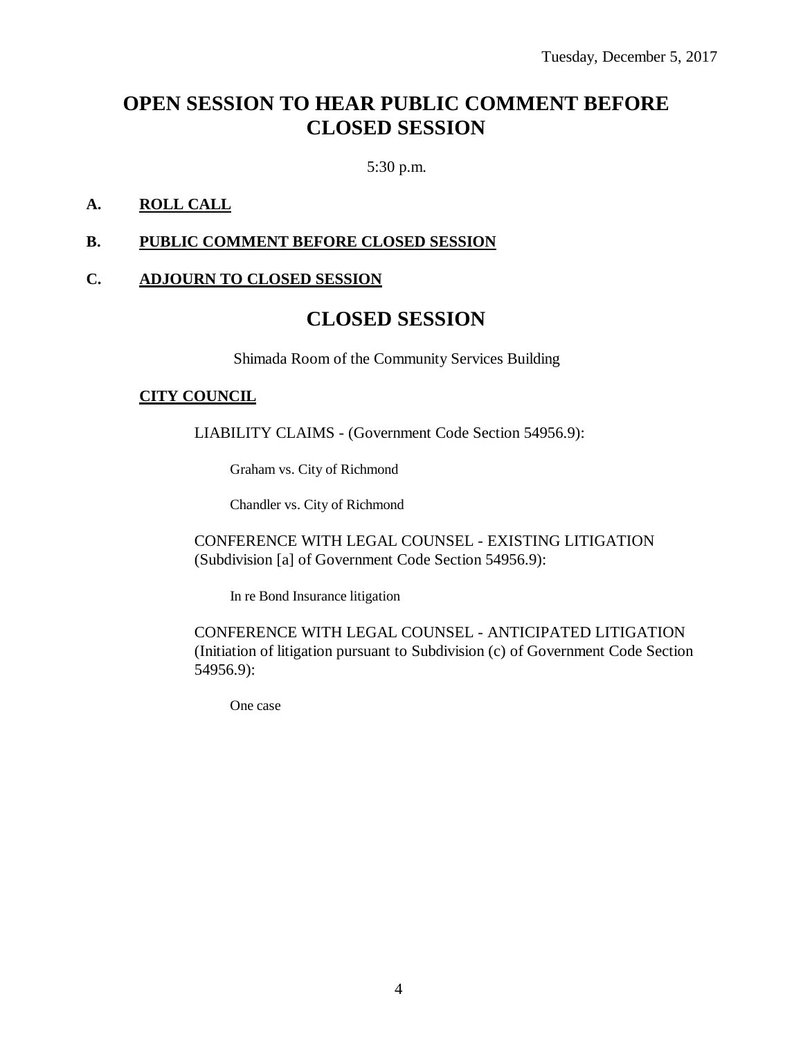Tuesday, December 5, 2017

# OPEN SESSION TO HEAR PUBLIC COMMENT BEFORE CLOSED SESSION

5:30 p.m.

**A. ROLL CALL**

**B. PUBLIC COMMENT BEFORE CLOSED SESSION**

**C. ADJOURN TO CLOSED SESSION**

# CLOSED SESSION

Shimada Room of the Community Services Building

**CITY COUNCIL**

LIABILITY CLAIMS - (Government Code Section 54956.9):

Graham vs. City of Richmond

Chandler vs. City of Richmond

CONFERENCE WITH LEGAL COUNSEL - EXISTING LITIGATION (Subdivision [a] of Government Code Section 54956.9):

In re Bond Insurance litigation

CONFERENCE WITH LEGAL COUNSEL - ANTICIPATED LITIGATION (Initiation of litigation pursuant to Subdivision (c) of Government Code Section 54956.9):

One case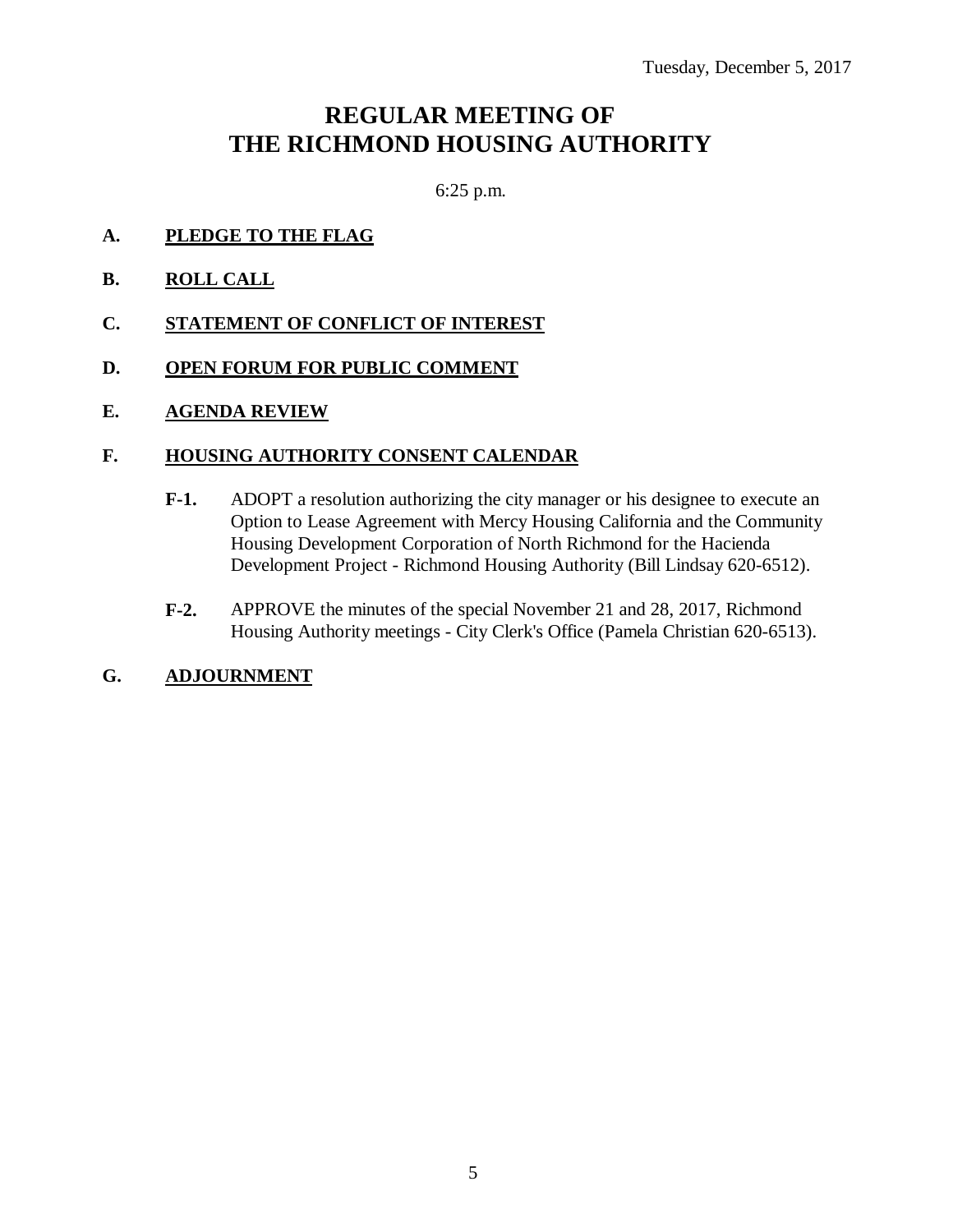Tuesday, December 5, 2017

# REGULAR MEETING OF THE RICHMOND HOUSING AUTHORITY

6:25 p.m.

**A. PLEDGE TO THE FLAG**

**B. ROLL CALL**

**C. STATEMENT OF CONFLICT OF INTEREST**

**D. OPEN FORUM FOR PUBLIC COMMENT**

**E. AGENDA REVIEW**

**F. HOUSING AUTHORITY CONSENT CALENDAR**

**F-1.** ADOPT a resolution authorizing the city manager or his designee to execute an Option to Lease Agreement with Mercy Housing California and the Community Housing Development Corporation of North Richmond for the Hacienda Development Project - Richmond Housing Authority (Bill Lindsay 620-6512).

**F-2.** APPROVE the minutes of the special November 21 and 28, 2017, Richmond Housing Authority meetings - City Clerk's Office (Pamela Christian 620-6513).

**G. ADJOURNMENT**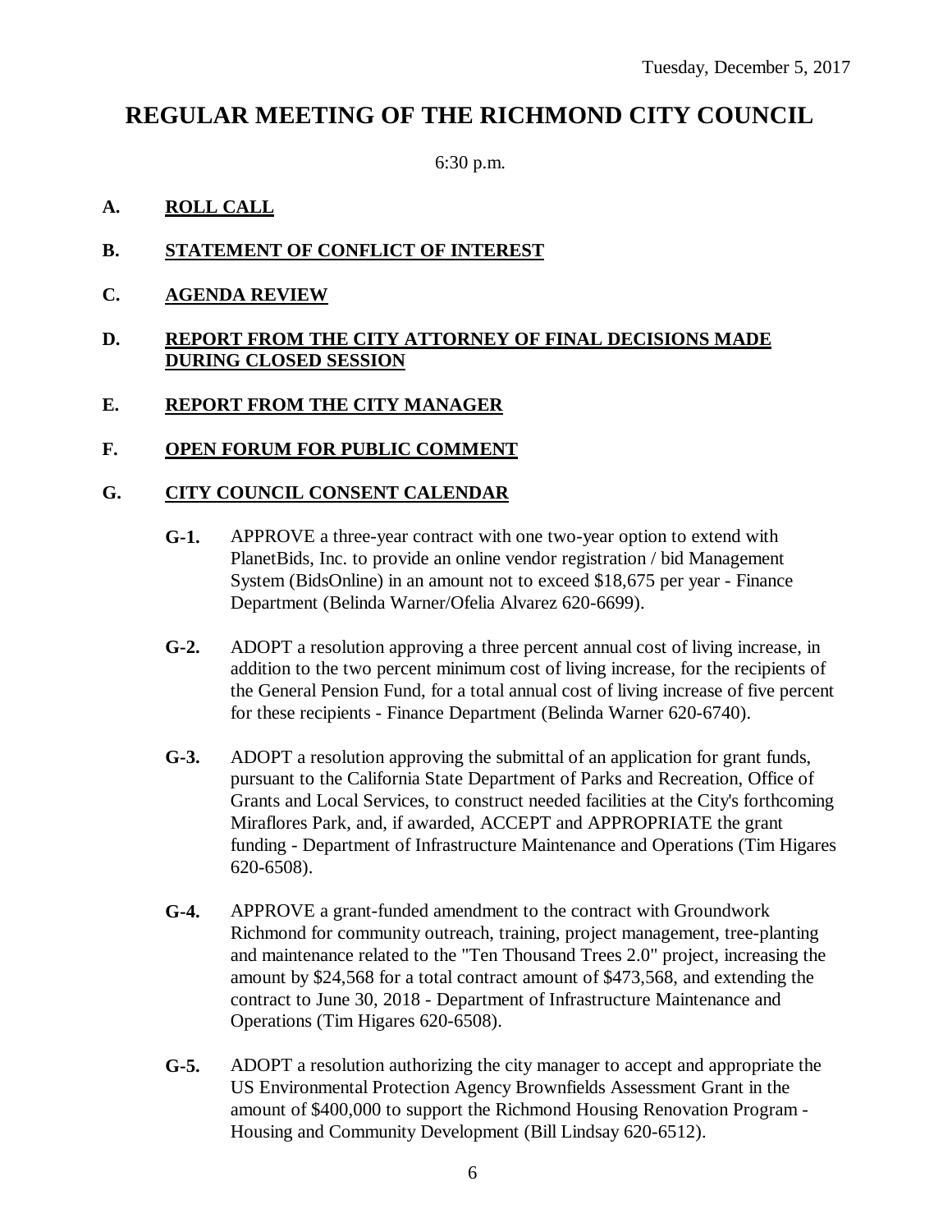Tuesday, December 5, 2017

# REGULAR MEETING OF THE RICHMOND CITY COUNCIL

6:30 p.m.

**A. ROLL CALL**

**B. STATEMENT OF CONFLICT OF INTEREST**

**C. AGENDA REVIEW**

**D. REPORT FROM THE CITY ATTORNEY OF FINAL DECISIONS MADE DURING CLOSED SESSION**

**E. REPORT FROM THE CITY MANAGER**

**F. OPEN FORUM FOR PUBLIC COMMENT**

**G. CITY COUNCIL CONSENT CALENDAR**

**G-1.** APPROVE a three-year contract with one two-year option to extend with PlanetBids, Inc. to provide an online vendor registration / bid Management System (BidsOnline) in an amount not to exceed $18,675 per year - Finance Department (Belinda Warner/Ofelia Alvarez 620-6699).

**G-2.** ADOPT a resolution approving a three percent annual cost of living increase, in addition to the two percent minimum cost of living increase, for the recipients of the General Pension Fund, for a total annual cost of living increase of five percent for these recipients - Finance Department (Belinda Warner 620-6740).

**G-3.** ADOPT a resolution approving the submittal of an application for grant funds, pursuant to the California State Department of Parks and Recreation, Office of Grants and Local Services, to construct needed facilities at the City's forthcoming Miraflores Park, and, if awarded, ACCEPT and APPROPRIATE the grant funding - Department of Infrastructure Maintenance and Operations (Tim Higares 620-6508).

**G-4.** APPROVE a grant-funded amendment to the contract with Groundwork Richmond for community outreach, training, project management, tree-planting and maintenance related to the "Ten Thousand Trees 2.0" project, increasing the amount by $24,568 for a total contract amount of $473,568, and extending the contract to June 30, 2018 - Department of Infrastructure Maintenance and Operations (Tim Higares 620-6508).

**G-5.** ADOPT a resolution authorizing the city manager to accept and appropriate the US Environmental Protection Agency Brownfields Assessment Grant in the amount of $400,000 to support the Richmond Housing Renovation Program - Housing and Community Development (Bill Lindsay 620-6512).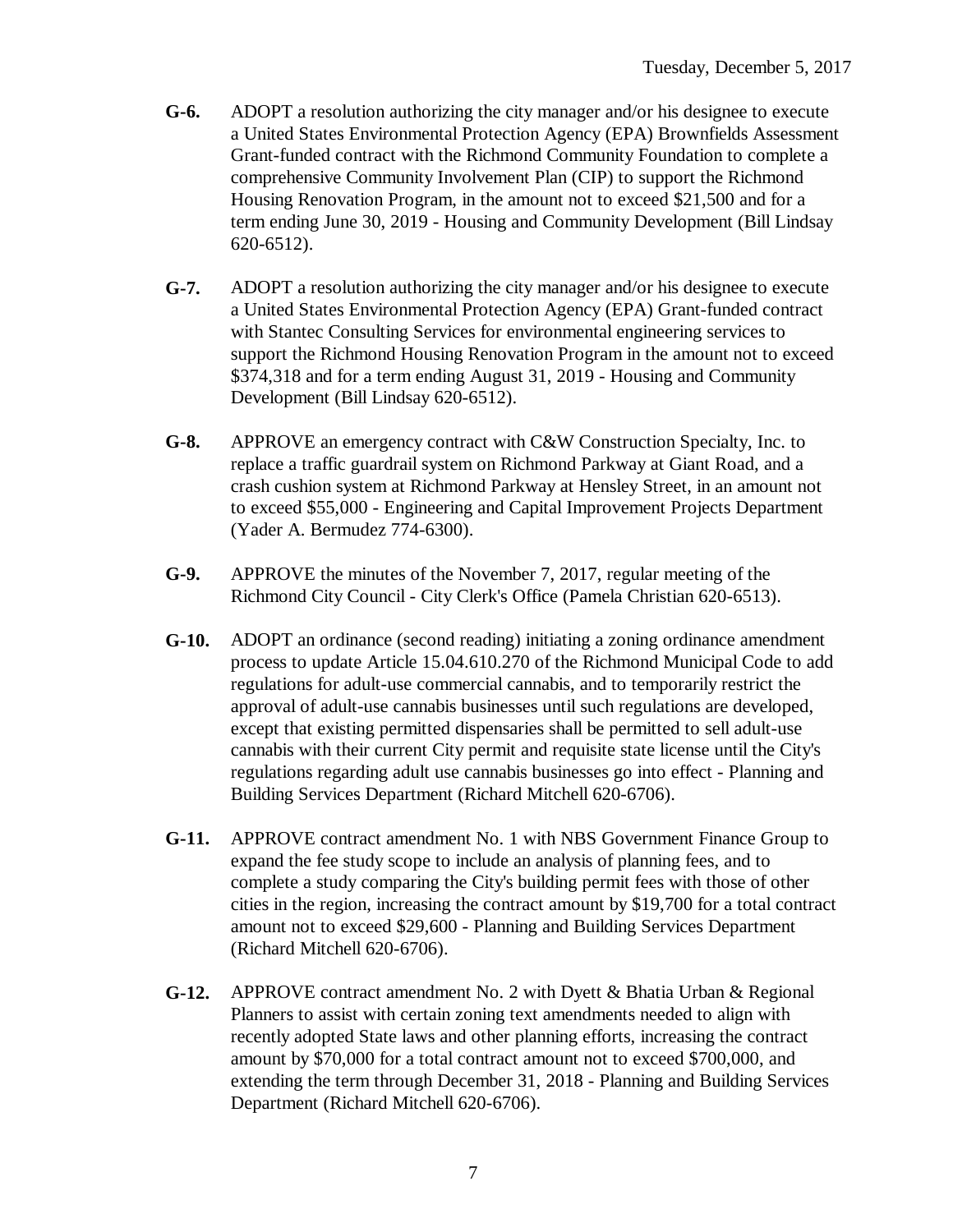**G-6.** ADOPT a resolution authorizing the city manager and/or his designee to execute a United States Environmental Protection Agency (EPA) Brownfields Assessment Grant-funded contract with the Richmond Community Foundation to complete a comprehensive Community Involvement Plan (CIP) to support the Richmond Housing Renovation Program, in the amount not to exceed $21,500 and for a term ending June 30, 2019 - Housing and Community Development (Bill Lindsay 620-6512).

**G-7.** ADOPT a resolution authorizing the city manager and/or his designee to execute a United States Environmental Protection Agency (EPA) Grant-funded contract with Stantec Consulting Services for environmental engineering services to support the Richmond Housing Renovation Program in the amount not to exceed $374,318 and for a term ending August 31, 2019 - Housing and Community Development (Bill Lindsay 620-6512).

**G-8.** APPROVE an emergency contract with C&W Construction Specialty, Inc. to replace a traffic guardrail system on Richmond Parkway at Giant Road, and a crash cushion system at Richmond Parkway at Hensley Street, in an amount not to exceed $55,000 - Engineering and Capital Improvement Projects Department (Yader A. Bermudez 774-6300).

**G-9.** APPROVE the minutes of the November 7, 2017, regular meeting of the Richmond City Council - City Clerk's Office (Pamela Christian 620-6513).

**G-10.** ADOPT an ordinance (second reading) initiating a zoning ordinance amendment process to update Article 15.04.610.270 of the Richmond Municipal Code to add regulations for adult-use commercial cannabis, and to temporarily restrict the approval of adult-use cannabis businesses until such regulations are developed, except that existing permitted dispensaries shall be permitted to sell adult-use cannabis with their current City permit and requisite state license until the City's regulations regarding adult use cannabis businesses go into effect - Planning and Building Services Department (Richard Mitchell 620-6706).

**G-11.** APPROVE contract amendment No. 1 with NBS Government Finance Group to expand the fee study scope to include an analysis of planning fees, and to complete a study comparing the City's building permit fees with those of other cities in the region, increasing the contract amount by $19,700 for a total contract amount not to exceed $29,600 - Planning and Building Services Department (Richard Mitchell 620-6706).

**G-12.** APPROVE contract amendment No. 2 with Dyett & Bhatia Urban & Regional Planners to assist with certain zoning text amendments needed to align with recently adopted State laws and other planning efforts, increasing the contract amount by $70,000 for a total contract amount not to exceed $700,000, and extending the term through December 31, 2018 - Planning and Building Services Department (Richard Mitchell 620-6706).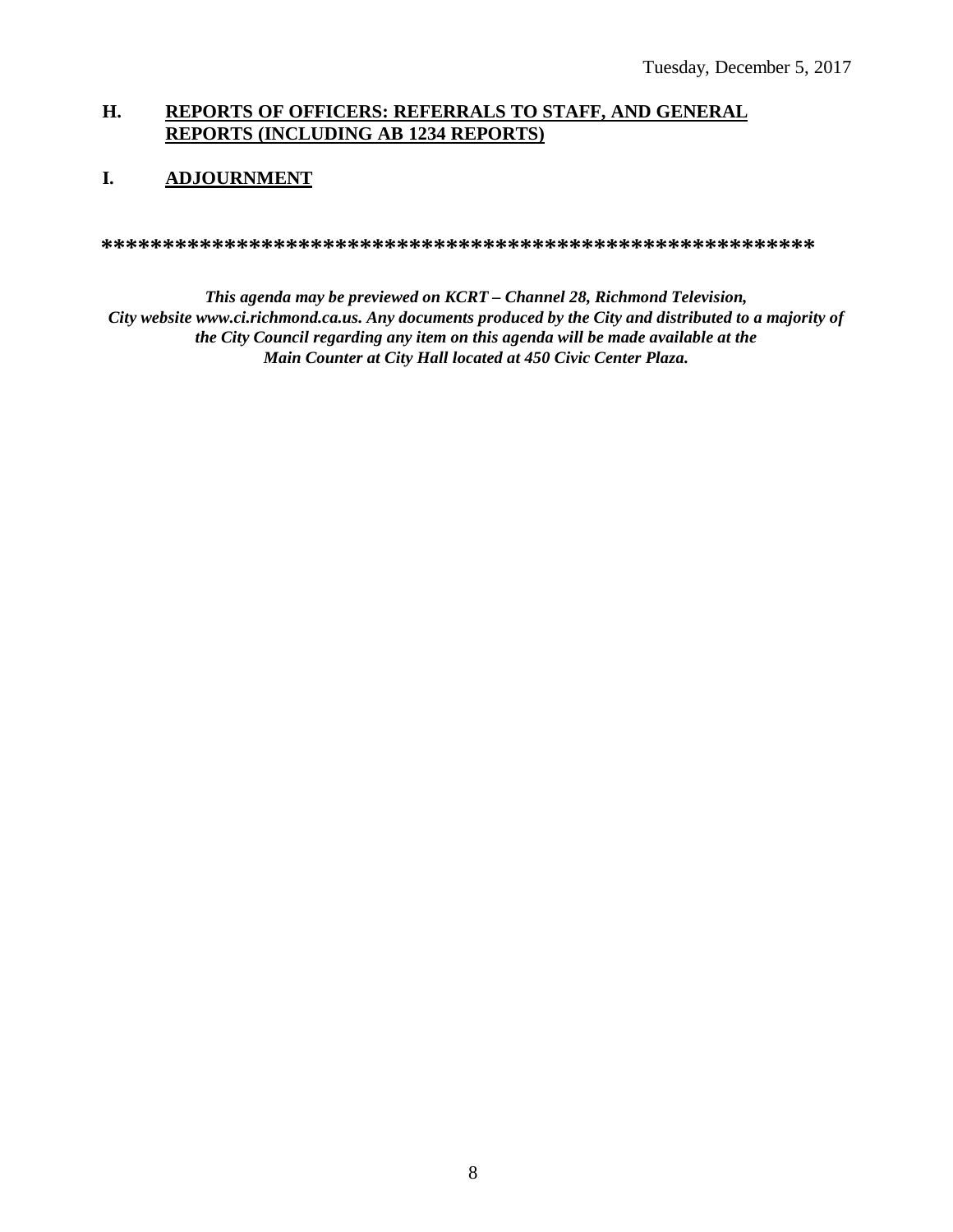## H. REPORTS OF OFFICERS: REFERRALS TO STAFF, AND GENERAL REPORTS (INCLUDING AB 1234 REPORTS)

## I. ADJOURNMENT

**\*\*\*\*\*\*\*\*\*\*\*\*\*\*\*\*\*\*\*\*\*\*\*\*\*\*\*\*\*\*\*\*\*\*\*\*\*\*\*\*\*\*\*\*\*\*\*\*\*\*\*\*\*\*\*\*\*\*\***

***This agenda may be previewed on KCRT – Channel 28, Richmond Television, City website www.ci.richmond.ca.us. Any documents produced by the City and distributed to a majority of the City Council regarding any item on this agenda will be made available at the Main Counter at City Hall located at 450 Civic Center Plaza.***